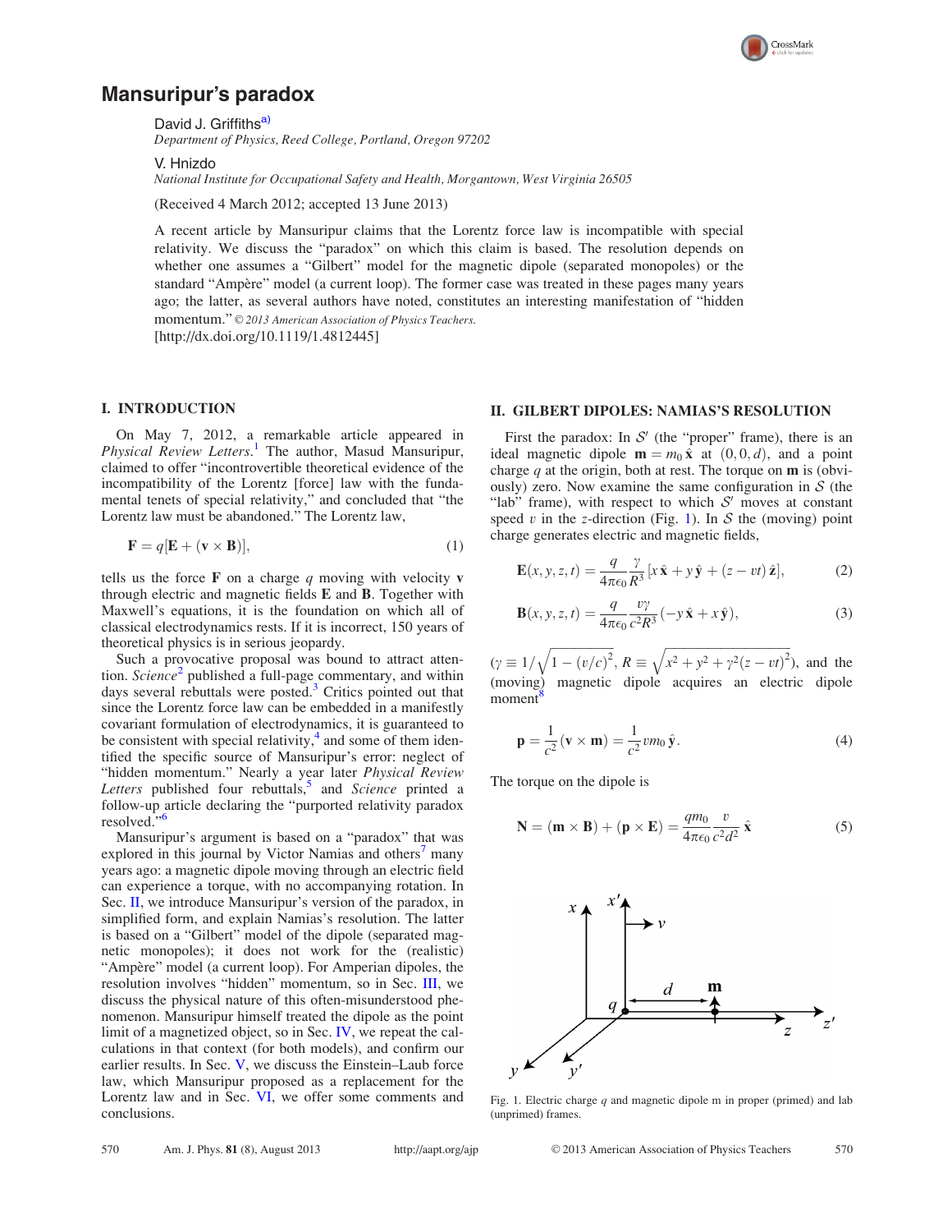# Mansuripur's paradox

David J. Griffiths[a)]
*Department of Physics, Reed College, Portland, Oregon 97202*

V. Hnizdo
*National Institute for Occupational Safety and Health, Morgantown, West Virginia 26505*

(Received 4 March 2012; accepted 13 June 2013)

A recent article by Mansuripur claims that the Lorentz force law is incompatible with special relativity. We discuss the "paradox" on which this claim is based. The resolution depends on whether one assumes a "Gilbert" model for the magnetic dipole (separated monopoles) or the standard "Ampère" model (a current loop). The former case was treated in these pages many years ago; the latter, as several authors have noted, constitutes an interesting manifestation of "hidden momentum." © *2013 American Association of Physics Teachers.*
[http://dx.doi.org/10.1119/1.4812445]

## I. INTRODUCTION

On May 7, 2012, a remarkable article appeared in *Physical Review Letters*.[1] The author, Masud Mansuripur, claimed to offer "incontrovertible theoretical evidence of the incompatibility of the Lorentz [force] law with the fundamental tenets of special relativity," and concluded that "the Lorentz law must be abandoned." The Lorentz law,

$$\mathbf{F} = q[\mathbf{E} + (\mathbf{v} \times \mathbf{B})], \tag{1}$$

tells us the force $\mathbf{F}$ on a charge $q$ moving with velocity $\mathbf{v}$ through electric and magnetic fields $\mathbf{E}$ and $\mathbf{B}$. Together with Maxwell's equations, it is the foundation on which all of classical electrodynamics rests. If it is incorrect, 150 years of theoretical physics is in serious jeopardy.

Such a provocative proposal was bound to attract attention. *Science*[2] published a full-page commentary, and within days several rebuttals were posted.[3] Critics pointed out that since the Lorentz force law can be embedded in a manifestly covariant formulation of electrodynamics, it is guaranteed to be consistent with special relativity,[4] and some of them identified the specific source of Mansuripur's error: neglect of "hidden momentum." Nearly a year later *Physical Review Letters* published four rebuttals,[5] and *Science* printed a follow-up article declaring the "purported relativity paradox resolved."[6]

Mansuripur's argument is based on a "paradox" that was explored in this journal by Victor Namias and others[7] many years ago: a magnetic dipole moving through an electric field can experience a torque, with no accompanying rotation. In Sec. II, we introduce Mansuripur's version of the paradox, in simplified form, and explain Namias's resolution. The latter is based on a "Gilbert" model of the dipole (separated magnetic monopoles); it does not work for the (realistic) "Ampère" model (a current loop). For Amperian dipoles, the resolution involves "hidden" momentum, so in Sec. III, we discuss the physical nature of this often-misunderstood phenomenon. Mansuripur himself treated the dipole as the point limit of a magnetized object, so in Sec. IV, we repeat the calculations in that context (for both models), and confirm our earlier results. In Sec. V, we discuss the Einstein–Laub force law, which Mansuripur proposed as a replacement for the Lorentz law and in Sec. VI, we offer some comments and conclusions.

## II. GILBERT DIPOLES: NAMIAS'S RESOLUTION

First the paradox: In $\mathcal{S}'$ (the "proper" frame), there is an ideal magnetic dipole $\mathbf{m} = m_0\,\hat{\mathbf{x}}$ at $(0, 0, d)$, and a point charge $q$ at the origin, both at rest. The torque on $\mathbf{m}$ is (obviously) zero. Now examine the same configuration in $\mathcal{S}$ (the "lab" frame), with respect to which $\mathcal{S}'$ moves at constant speed $v$ in the $z$-direction (Fig. 1). In $\mathcal{S}$ the (moving) point charge generates electric and magnetic fields,

$$\mathbf{E}(x, y, z, t) = \frac{q}{4\pi\epsilon_0}\frac{\gamma}{R^3}[x\,\hat{\mathbf{x}} + y\,\hat{\mathbf{y}} + (z - vt)\,\hat{\mathbf{z}}], \tag{2}$$

$$\mathbf{B}(x, y, z, t) = \frac{q}{4\pi\epsilon_0}\frac{v\gamma}{c^2R^3}(-y\,\hat{\mathbf{x}} + x\,\hat{\mathbf{y}}), \tag{3}$$

($\gamma \equiv 1/\sqrt{1 - (v/c)^2}$, $R \equiv \sqrt{x^2 + y^2 + \gamma^2(z - vt)^2}$), and the (moving) magnetic dipole acquires an electric dipole moment[8]

$$\mathbf{p} = \frac{1}{c^2}(\mathbf{v} \times \mathbf{m}) = \frac{1}{c^2}vm_0\,\hat{\mathbf{y}}. \tag{4}$$

The torque on the dipole is

$$\mathbf{N} = (\mathbf{m} \times \mathbf{B}) + (\mathbf{p} \times \mathbf{E}) = \frac{qm_0}{4\pi\epsilon_0}\frac{v}{c^2d^2}\,\hat{\mathbf{x}} \tag{5}$$

Fig. 1. Electric charge $q$ and magnetic dipole m in proper (primed) and lab (unprimed) frames.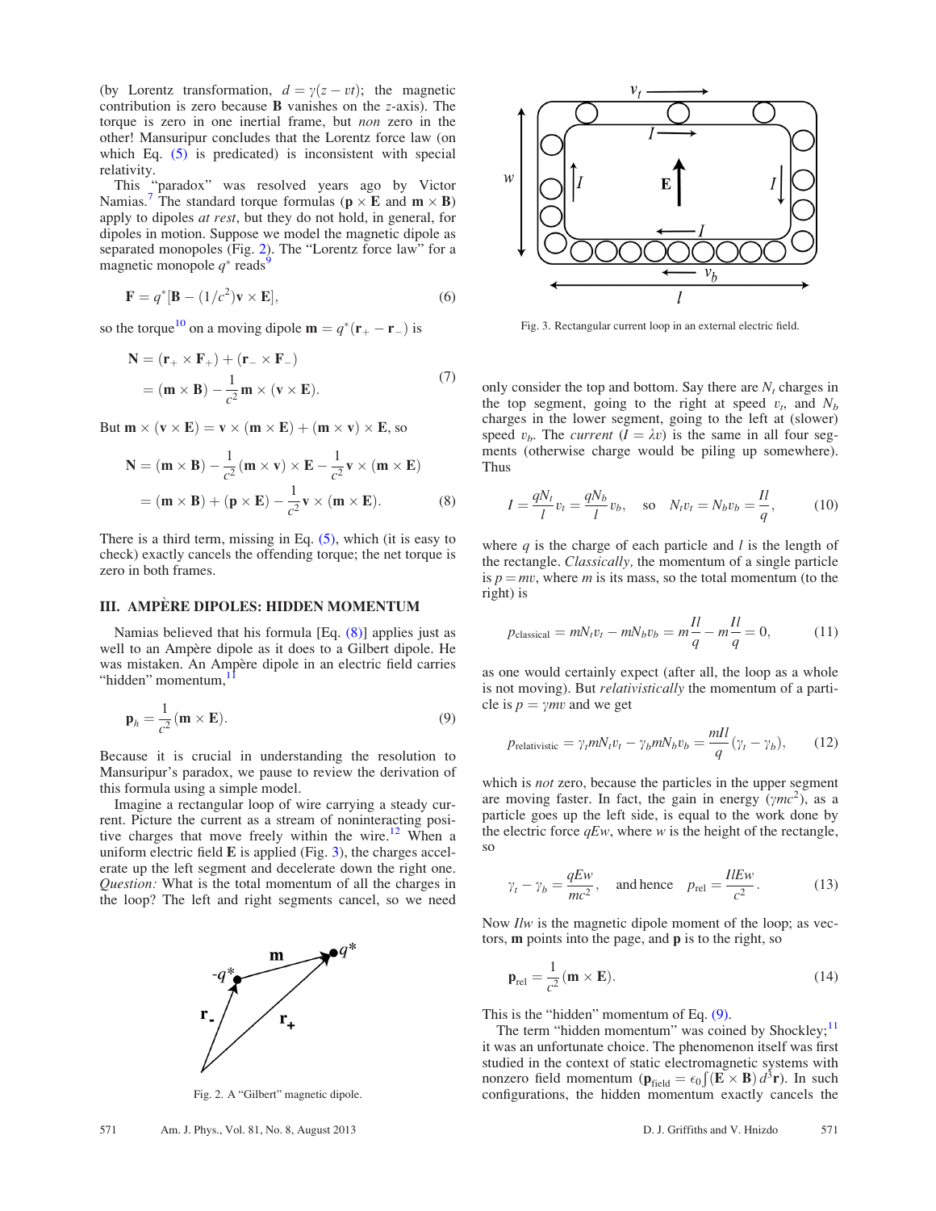(by Lorentz transformation, $d = \gamma(z - vt)$; the magnetic contribution is zero because $\mathbf{B}$ vanishes on the $z$-axis). The torque is zero in one inertial frame, but *non* zero in the other! Mansuripur concludes that the Lorentz force law (on which Eq. (5) is predicated) is inconsistent with special relativity.

This "paradox" was resolved years ago by Victor Namias.[7] The standard torque formulas ($\mathbf{p} \times \mathbf{E}$ and $\mathbf{m} \times \mathbf{B}$) apply to dipoles *at rest*, but they do not hold, in general, for dipoles in motion. Suppose we model the magnetic dipole as separated monopoles (Fig. 2). The "Lorentz force law" for a magnetic monopole $q^*$ reads[9]

$$\mathbf{F} = q^*[\mathbf{B} - (1/c^2)\mathbf{v} \times \mathbf{E}], \tag{6}$$

so the torque[10] on a moving dipole $\mathbf{m} = q^*(\mathbf{r}_+ - \mathbf{r}_-)$ is

$$\begin{aligned} \mathbf{N} &= (\mathbf{r}_+ \times \mathbf{F}_+) + (\mathbf{r}_- \times \mathbf{F}_-) \\ &= (\mathbf{m} \times \mathbf{B}) - \frac{1}{c^2}\mathbf{m} \times (\mathbf{v} \times \mathbf{E}). \end{aligned} \tag{7}$$

But $\mathbf{m} \times (\mathbf{v} \times \mathbf{E}) = \mathbf{v} \times (\mathbf{m} \times \mathbf{E}) + (\mathbf{m} \times \mathbf{v}) \times \mathbf{E}$, so

$$\begin{aligned} \mathbf{N} &= (\mathbf{m} \times \mathbf{B}) - \frac{1}{c^2}(\mathbf{m} \times \mathbf{v}) \times \mathbf{E} - \frac{1}{c^2}\mathbf{v} \times (\mathbf{m} \times \mathbf{E}) \\ &= (\mathbf{m} \times \mathbf{B}) + (\mathbf{p} \times \mathbf{E}) - \frac{1}{c^2}\mathbf{v} \times (\mathbf{m} \times \mathbf{E}). \end{aligned} \tag{8}$$

There is a third term, missing in Eq. (5), which (it is easy to check) exactly cancels the offending torque; the net torque is zero in both frames.

## III. AMPÈRE DIPOLES: HIDDEN MOMENTUM

Namias believed that his formula [Eq. (8)] applies just as well to an Ampère dipole as it does to a Gilbert dipole. He was mistaken. An Ampère dipole in an electric field carries "hidden" momentum,[11]

$$\mathbf{p}_h = \frac{1}{c^2}(\mathbf{m} \times \mathbf{E}). \tag{9}$$

Because it is crucial in understanding the resolution to Mansuripur's paradox, we pause to review the derivation of this formula using a simple model.

Imagine a rectangular loop of wire carrying a steady current. Picture the current as a stream of noninteracting positive charges that move freely within the wire.[12] When a uniform electric field $\mathbf{E}$ is applied (Fig. 3), the charges accelerate up the left segment and decelerate down the right one. *Question:* What is the total momentum of all the charges in the loop? The left and right segments cancel, so we need only consider the top and bottom. Say there are $N_t$ charges in the top segment, going to the right at speed $v_t$, and $N_b$ charges in the lower segment, going to the left at (slower) speed $v_b$. The *current* ($I = \lambda v$) is the same in all four segments (otherwise charge would be piling up somewhere). Thus

Fig. 2. A "Gilbert" magnetic dipole.

Fig. 3. Rectangular current loop in an external electric field.

$$I = \frac{qN_t}{l}v_t = \frac{qN_b}{l}v_b, \quad \text{so} \quad N_t v_t = N_b v_b = \frac{Il}{q}, \tag{10}$$

where $q$ is the charge of each particle and $l$ is the length of the rectangle. *Classically,* the momentum of a single particle is $p = mv$, where $m$ is its mass, so the total momentum (to the right) is

$$p_{\text{classical}} = mN_t v_t - mN_b v_b = m\frac{Il}{q} - m\frac{Il}{q} = 0, \tag{11}$$

as one would certainly expect (after all, the loop as a whole is not moving). But *relativistically* the momentum of a particle is $p = \gamma mv$ and we get

$$p_{\text{relativistic}} = \gamma_t m N_t v_t - \gamma_b m N_b v_b = \frac{mIl}{q}(\gamma_t - \gamma_b), \tag{12}$$

which is *not* zero, because the particles in the upper segment are moving faster. In fact, the gain in energy ($\gamma mc^2$), as a particle goes up the left side, is equal to the work done by the electric force $qEw$, where $w$ is the height of the rectangle, so

$$\gamma_t - \gamma_b = \frac{qEw}{mc^2}, \quad \text{and hence} \quad p_{\text{rel}} = \frac{IlEw}{c^2}. \tag{13}$$

Now $Ilw$ is the magnetic dipole moment of the loop; as vectors, $\mathbf{m}$ points into the page, and $\mathbf{p}$ is to the right, so

$$\mathbf{p}_{\text{rel}} = \frac{1}{c^2}(\mathbf{m} \times \mathbf{E}). \tag{14}$$

This is the "hidden" momentum of Eq. (9).

The term "hidden momentum" was coined by Shockley;[11] it was an unfortunate choice. The phenomenon itself was first studied in the context of static electromagnetic systems with nonzero field momentum ($\mathbf{p}_{\text{field}} = \epsilon_0 \int (\mathbf{E} \times \mathbf{B})\, d^3\mathbf{r}$). In such configurations, the hidden momentum exactly cancels the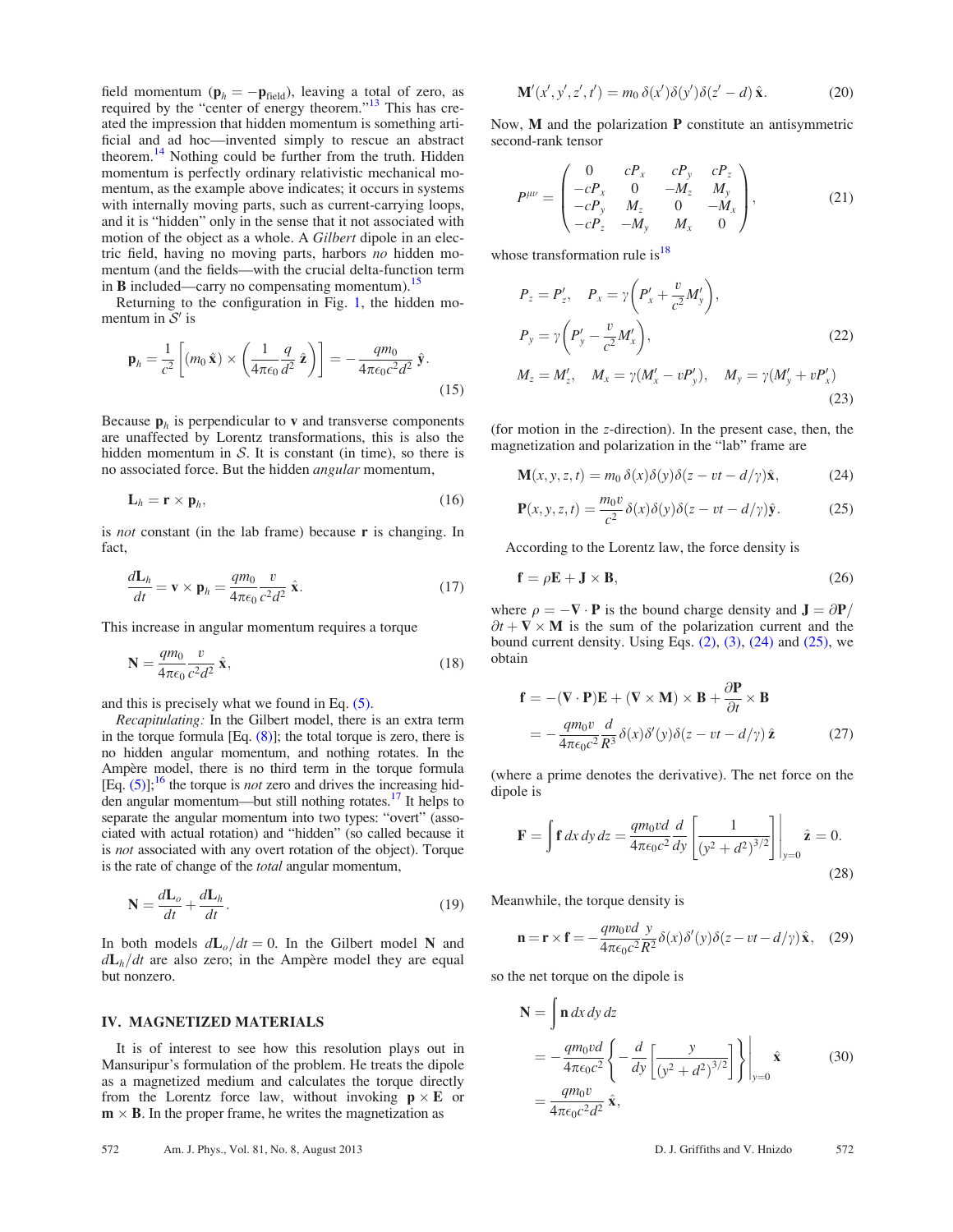field momentum ($\mathbf{p}_h = -\mathbf{p}_{\text{field}}$), leaving a total of zero, as required by the "center of energy theorem."[13] This has created the impression that hidden momentum is something artificial and ad hoc—invented simply to rescue an abstract theorem.[14] Nothing could be further from the truth. Hidden momentum is perfectly ordinary relativistic mechanical momentum, as the example above indicates; it occurs in systems with internally moving parts, such as current-carrying loops, and it is "hidden" only in the sense that it not associated with motion of the object as a whole. A *Gilbert* dipole in an electric field, having no moving parts, harbors *no* hidden momentum (and the fields—with the crucial delta-function term in $\mathbf{B}$ included—carry no compensating momentum).[15]

Returning to the configuration in Fig. 1, the hidden momentum in $\mathcal{S}'$ is

$$\mathbf{p}_h = \frac{1}{c^2}\left[(m_0\,\hat{\mathbf{x}}) \times \left(\frac{1}{4\pi\epsilon_0}\frac{q}{d^2}\,\hat{\mathbf{z}}\right)\right] = -\frac{qm_0}{4\pi\epsilon_0 c^2 d^2}\,\hat{\mathbf{y}}. \tag{15}$$

Because $\mathbf{p}_h$ is perpendicular to $\mathbf{v}$ and transverse components are unaffected by Lorentz transformations, this is also the hidden momentum in $\mathcal{S}$. It is constant (in time), so there is no associated force. But the hidden *angular* momentum,

$$\mathbf{L}_h = \mathbf{r} \times \mathbf{p}_h, \tag{16}$$

is *not* constant (in the lab frame) because $\mathbf{r}$ is changing. In fact,

$$\frac{d\mathbf{L}_h}{dt} = \mathbf{v} \times \mathbf{p}_h = \frac{qm_0}{4\pi\epsilon_0}\frac{v}{c^2 d^2}\,\hat{\mathbf{x}}. \tag{17}$$

This increase in angular momentum requires a torque

$$\mathbf{N} = \frac{qm_0}{4\pi\epsilon_0}\frac{v}{c^2 d^2}\,\hat{\mathbf{x}}, \tag{18}$$

and this is precisely what we found in Eq. (5).

*Recapitulating:* In the Gilbert model, there is an extra term in the torque formula [Eq. (8)]; the total torque is zero, there is no hidden angular momentum, and nothing rotates. In the Ampère model, there is no third term in the torque formula [Eq. (5)];[16] the torque is *not* zero and drives the increasing hidden angular momentum—but still nothing rotates.[17] It helps to separate the angular momentum into two types: "overt" (associated with actual rotation) and "hidden" (so called because it is *not* associated with any overt rotation of the object). Torque is the rate of change of the *total* angular momentum,

$$\mathbf{N} = \frac{d\mathbf{L}_o}{dt} + \frac{d\mathbf{L}_h}{dt}. \tag{19}$$

In both models $d\mathbf{L}_o/dt = 0$. In the Gilbert model $\mathbf{N}$ and $d\mathbf{L}_h/dt$ are also zero; in the Ampère model they are equal but nonzero.

## IV. MAGNETIZED MATERIALS

It is of interest to see how this resolution plays out in Mansuripur's formulation of the problem. He treats the dipole as a magnetized medium and calculates the torque directly from the Lorentz force law, without invoking $\mathbf{p} \times \mathbf{E}$ or $\mathbf{m} \times \mathbf{B}$. In the proper frame, he writes the magnetization as

$$\mathbf{M}'(x', y', z', t') = m_0\,\delta(x')\delta(y')\delta(z' - d)\,\hat{\mathbf{x}}. \tag{20}$$

Now, $\mathbf{M}$ and the polarization $\mathbf{P}$ constitute an antisymmetric second-rank tensor

$$P^{\mu\nu} = \begin{pmatrix} 0 & cP_x & cP_y & cP_z \\ -cP_x & 0 & -M_z & M_y \\ -cP_y & M_z & 0 & -M_x \\ -cP_z & -M_y & M_x & 0 \end{pmatrix}, \tag{21}$$

whose transformation rule is[18]

$$P_z = P'_z, \quad P_x = \gamma\left(P'_x + \frac{v}{c^2}M'_y\right),$$
$$P_y = \gamma\left(P'_y - \frac{v}{c^2}M'_x\right), \tag{22}$$
$$M_z = M'_z, \quad M_x = \gamma(M'_x - vP'_y), \quad M_y = \gamma(M'_y + vP'_x) \tag{23}$$

(for motion in the $z$-direction). In the present case, then, the magnetization and polarization in the "lab" frame are

$$\mathbf{M}(x, y, z, t) = m_0\,\delta(x)\delta(y)\delta(z - vt - d/\gamma)\hat{\mathbf{x}}, \tag{24}$$

$$\mathbf{P}(x, y, z, t) = \frac{m_0 v}{c^2}\delta(x)\delta(y)\delta(z - vt - d/\gamma)\hat{\mathbf{y}}. \tag{25}$$

According to the Lorentz law, the force density is

$$\mathbf{f} = \rho\mathbf{E} + \mathbf{J} \times \mathbf{B}, \tag{26}$$

where $\rho = -\nabla \cdot \mathbf{P}$ is the bound charge density and $\mathbf{J} = \partial\mathbf{P}/\partial t + \nabla \times \mathbf{M}$ is the sum of the polarization current and the bound current density. Using Eqs. (2), (3), (24) and (25), we obtain

$$\begin{aligned}\mathbf{f} &= -(\nabla \cdot \mathbf{P})\mathbf{E} + (\nabla \times \mathbf{M}) \times \mathbf{B} + \frac{\partial \mathbf{P}}{\partial t} \times \mathbf{B} \\ &= -\frac{qm_0 v}{4\pi\epsilon_0 c^2}\frac{d}{R^3}\delta(x)\delta'(y)\delta(z - vt - d/\gamma)\,\hat{\mathbf{z}}\end{aligned} \tag{27}$$

(where a prime denotes the derivative). The net force on the dipole is

$$\mathbf{F} = \int \mathbf{f}\,dx\,dy\,dz = \frac{qm_0 vd}{4\pi\epsilon_0 c^2}\frac{d}{dy}\left[\frac{1}{(y^2 + d^2)^{3/2}}\right]\Bigg|_{y=0}\hat{\mathbf{z}} = 0. \tag{28}$$

Meanwhile, the torque density is

$$\mathbf{n} = \mathbf{r} \times \mathbf{f} = -\frac{qm_0 vd}{4\pi\epsilon_0 c^2}\frac{y}{R^2}\delta(x)\delta'(y)\delta(z - vt - d/\gamma)\,\hat{\mathbf{x}}, \tag{29}$$

so the net torque on the dipole is

$$\begin{aligned}\mathbf{N} &= \int \mathbf{n}\,dx\,dy\,dz \\ &= -\frac{qm_0 vd}{4\pi\epsilon_0 c^2}\left\{-\frac{d}{dy}\left[\frac{y}{(y^2 + d^2)^{3/2}}\right]\right\}\Bigg|_{y=0}\hat{\mathbf{x}} \\ &= \frac{qm_0 v}{4\pi\epsilon_0 c^2 d^2}\,\hat{\mathbf{x}},\end{aligned} \tag{30}$$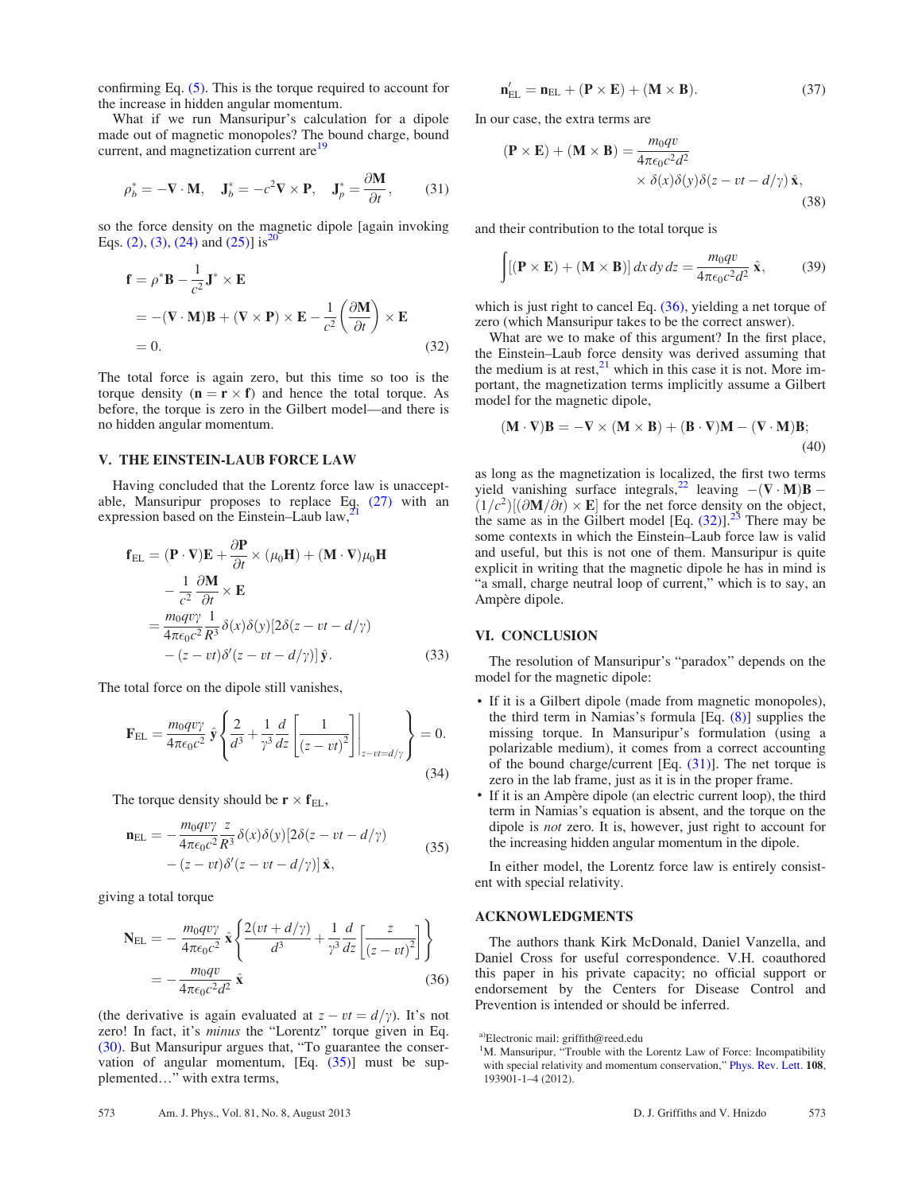confirming Eq. (5). This is the torque required to account for the increase in hidden angular momentum.

What if we run Mansuripur's calculation for a dipole made out of magnetic monopoles? The bound charge, bound current, and magnetization current are[19]

$$\rho_b^* = -\nabla \cdot \mathbf{M}, \quad \mathbf{J}_b^* = -c^2 \nabla \times \mathbf{P}, \quad \mathbf{J}_p^* = \frac{\partial \mathbf{M}}{\partial t}, \tag{31}$$

so the force density on the magnetic dipole [again invoking Eqs. (2), (3), (24) and (25)] is[20]

$$\begin{aligned}
\mathbf{f} &= \rho^* \mathbf{B} - \frac{1}{c^2} \mathbf{J}^* \times \mathbf{E} \\
&= -(\nabla \cdot \mathbf{M})\mathbf{B} + (\nabla \times \mathbf{P}) \times \mathbf{E} - \frac{1}{c^2}\left(\frac{\partial \mathbf{M}}{\partial t}\right) \times \mathbf{E} \\
&= 0.
\end{aligned} \tag{32}$$

The total force is again zero, but this time so too is the torque density ($\mathbf{n} = \mathbf{r} \times \mathbf{f}$) and hence the total torque. As before, the torque is zero in the Gilbert model—and there is no hidden angular momentum.

## V. THE EINSTEIN-LAUB FORCE LAW

Having concluded that the Lorentz force law is unacceptable, Mansuripur proposes to replace Eq. (27) with an expression based on the Einstein–Laub law,[21]

$$\begin{aligned}
\mathbf{f}_{\rm EL} &= (\mathbf{P} \cdot \nabla)\mathbf{E} + \frac{\partial \mathbf{P}}{\partial t} \times (\mu_0 \mathbf{H}) + (\mathbf{M} \cdot \nabla)\mu_0 \mathbf{H} \\
&\quad - \frac{1}{c^2} \frac{\partial \mathbf{M}}{\partial t} \times \mathbf{E} \\
&= \frac{m_0 q v \gamma}{4\pi\epsilon_0 c^2} \frac{1}{R^3} \delta(x)\delta(y)[2\delta(z - vt - d/\gamma) \\
&\quad - (z - vt)\delta'(z - vt - d/\gamma)]\,\hat{\mathbf{y}}.
\end{aligned} \tag{33}$$

The total force on the dipole still vanishes,

$$\mathbf{F}_{\rm EL} = \frac{m_0 q v \gamma}{4\pi\epsilon_0 c^2}\,\hat{\mathbf{y}} \left\{ \frac{2}{d^3} + \frac{1}{\gamma^3}\frac{d}{dz}\left[\frac{1}{(z - vt)^2}\right]\Bigg|_{z - vt = d/\gamma} \right\} = 0. \tag{34}$$

The torque density should be $\mathbf{r} \times \mathbf{f}_{\rm EL}$,

$$\begin{aligned}
\mathbf{n}_{\rm EL} &= -\frac{m_0 q v \gamma}{4\pi\epsilon_0 c^2} \frac{z}{R^3} \delta(x)\delta(y)[2\delta(z - vt - d/\gamma) \\
&\quad - (z - vt)\delta'(z - vt - d/\gamma)]\,\hat{\mathbf{x}},
\end{aligned} \tag{35}$$

giving a total torque

$$\begin{aligned}
\mathbf{N}_{\rm EL} &= -\frac{m_0 q v \gamma}{4\pi\epsilon_0 c^2}\,\hat{\mathbf{x}} \left\{ \frac{2(vt + d/\gamma)}{d^3} + \frac{1}{\gamma^3}\frac{d}{dz}\left[\frac{z}{(z - vt)^2}\right] \right\} \\
&= -\frac{m_0 q v}{4\pi\epsilon_0 c^2 d^2}\,\hat{\mathbf{x}}
\end{aligned} \tag{36}$$

(the derivative is again evaluated at $z - vt = d/\gamma$). It's not zero! In fact, it's *minus* the "Lorentz" torque given in Eq. (30). But Mansuripur argues that, "To guarantee the conservation of angular momentum, [Eq. (35)] must be supplemented…" with extra terms,

$$\mathbf{n}'_{\rm EL} = \mathbf{n}_{\rm EL} + (\mathbf{P} \times \mathbf{E}) + (\mathbf{M} \times \mathbf{B}). \tag{37}$$

In our case, the extra terms are

$$\begin{aligned}
(\mathbf{P} \times \mathbf{E}) + (\mathbf{M} \times \mathbf{B}) &= \frac{m_0 q v}{4\pi\epsilon_0 c^2 d^2} \\
&\quad \times \delta(x)\delta(y)\delta(z - vt - d/\gamma)\,\hat{\mathbf{x}},
\end{aligned} \tag{38}$$

and their contribution to the total torque is

$$\int [(\mathbf{P} \times \mathbf{E}) + (\mathbf{M} \times \mathbf{B})]\,dx\,dy\,dz = \frac{m_0 q v}{4\pi\epsilon_0 c^2 d^2}\,\hat{\mathbf{x}}, \tag{39}$$

which is just right to cancel Eq. (36), yielding a net torque of zero (which Mansuripur takes to be the correct answer).

What are we to make of this argument? In the first place, the Einstein–Laub force density was derived assuming that the medium is at rest,[21] which in this case it is not. More important, the magnetization terms implicitly assume a Gilbert model for the magnetic dipole,

$$(\mathbf{M} \cdot \nabla)\mathbf{B} = -\nabla \times (\mathbf{M} \times \mathbf{B}) + (\mathbf{B} \cdot \nabla)\mathbf{M} - (\nabla \cdot \mathbf{M})\mathbf{B}; \tag{40}$$

as long as the magnetization is localized, the first two terms yield vanishing surface integrals,[22] leaving $-(\nabla \cdot \mathbf{M})\mathbf{B} - (1/c^2)[(\partial \mathbf{M}/\partial t) \times \mathbf{E}]$ for the net force density on the object, the same as in the Gilbert model [Eq. (32)].[23] There may be some contexts in which the Einstein–Laub force law is valid and useful, but this is not one of them. Mansuripur is quite explicit in writing that the magnetic dipole he has in mind is "a small, charge neutral loop of current," which is to say, an Ampère dipole.

## VI. CONCLUSION

The resolution of Mansuripur's "paradox" depends on the model for the magnetic dipole:

- If it is a Gilbert dipole (made from magnetic monopoles), the third term in Namias's formula [Eq. (8)] supplies the missing torque. In Mansuripur's formulation (using a polarizable medium), it comes from a correct accounting of the bound charge/current [Eq. (31)]. The net torque is zero in the lab frame, just as it is in the proper frame.
- If it is an Ampère dipole (an electric current loop), the third term in Namias's equation is absent, and the torque on the dipole is *not* zero. It is, however, just right to account for the increasing hidden angular momentum in the dipole.

In either model, the Lorentz force law is entirely consistent with special relativity.

## ACKNOWLEDGMENTS

The authors thank Kirk McDonald, Daniel Vanzella, and Daniel Cross for useful correspondence. V.H. coauthored this paper in his private capacity; no official support or endorsement by the Centers for Disease Control and Prevention is intended or should be inferred.

[a]Electronic mail: griffith@reed.edu

[1]M. Mansuripur, "Trouble with the Lorentz Law of Force: Incompatibility with special relativity and momentum conservation," Phys. Rev. Lett. **108**, 193901-1–4 (2012).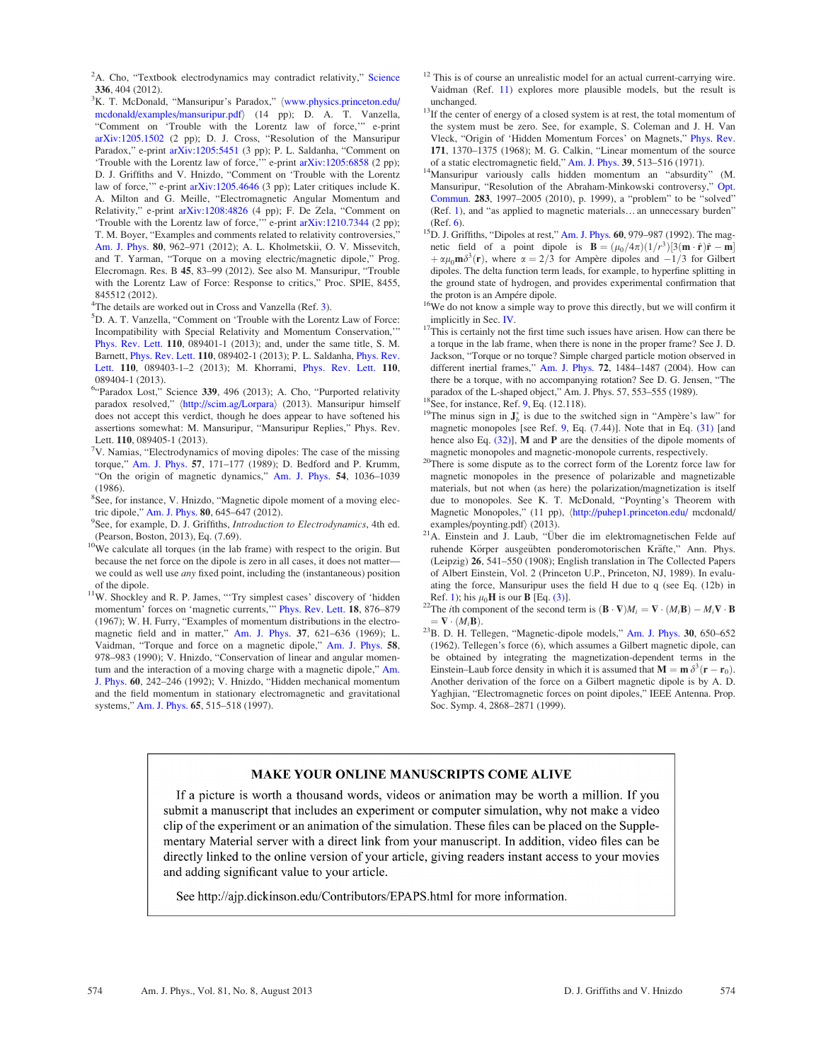[2] A. Cho, "Textbook electrodynamics may contradict relativity," Science **336**, 404 (2012).

[3] K. T. McDonald, "Mansuripur's Paradox," ⟨www.physics.princeton.edu/mcdonald/examples/mansuripur.pdf⟩ (14 pp); D. A. T. Vanzella, "Comment on 'Trouble with the Lorentz law of force,'" e-print arXiv:1205.1502 (2 pp); D. J. Cross, "Resolution of the Mansuripur Paradox," e-print arXiv:1205:5451 (3 pp); P. L. Saldanha, "Comment on 'Trouble with the Lorentz law of force,'" e-print arXiv:1205:6858 (2 pp); D. J. Griffiths and V. Hnizdo, "Comment on 'Trouble with the Lorentz law of force,'" e-print arXiv:1205.4646 (3 pp); Later critiques include K. A. Milton and G. Meille, "Electromagnetic Angular Momentum and Relativity," e-print arXiv:1208:4826 (4 pp); F. De Zela, "Comment on 'Trouble with the Lorentz law of force,'" e-print arXiv:1210.7344 (2 pp); T. M. Boyer, "Examples and comments related to relativity controversies," Am. J. Phys. **80**, 962–971 (2012); A. L. Kholmetskii, O. V. Missevitch, and T. Yarman, "Torque on a moving electric/magnetic dipole," Prog. Elecromagn. Res. B **45**, 83–99 (2012). See also M. Mansuripur, "Trouble with the Lorentz Law of Force: Response to critics," Proc. SPIE, 8455, 845512 (2012).

[4] The details are worked out in Cross and Vanzella (Ref. 3).

[5] D. A. T. Vanzella, "Comment on 'Trouble with the Lorentz Law of Force: Incompatibility with Special Relativity and Momentum Conservation,'" Phys. Rev. Lett. **110**, 089401-1 (2013); and, under the same title, S. M. Barnett, Phys. Rev. Lett. **110**, 089402-1 (2013); P. L. Saldanha, Phys. Rev. Lett. **110**, 089403-1–2 (2013); M. Khorrami, Phys. Rev. Lett. **110**, 089404-1 (2013).

[6] "Paradox Lost," Science **339**, 496 (2013); A. Cho, "Purported relativity paradox resolved," ⟨http://scim.ag/Lorpara⟩ (2013). Mansuripur himself does not accept this verdict, though he does appear to have softened his assertions somewhat: M. Mansuripur, "Mansuripur Replies," Phys. Rev. Lett. **110**, 089405-1 (2013).

[7] V. Namias, "Electrodynamics of moving dipoles: The case of the missing torque," Am. J. Phys. **57**, 171–177 (1989); D. Bedford and P. Krumm, "On the origin of magnetic dynamics," Am. J. Phys. **54**, 1036–1039 (1986).

[8] See, for instance, V. Hnizdo, "Magnetic dipole moment of a moving electric dipole," Am. J. Phys. **80**, 645–647 (2012).

[9] See, for example, D. J. Griffiths, *Introduction to Electrodynamics*, 4th ed. (Pearson, Boston, 2013), Eq. (7.69).

[10] We calculate all torques (in the lab frame) with respect to the origin. But because the net force on the dipole is zero in all cases, it does not matter—we could as well use *any* fixed point, including the (instantaneous) position of the dipole.

[11] W. Shockley and R. P. James, "'Try simplest cases' discovery of 'hidden momentum' forces on 'magnetic currents,'" Phys. Rev. Lett. **18**, 876–879 (1967); W. H. Furry, "Examples of momentum distributions in the electromagnetic field and in matter," Am. J. Phys. **37**, 621–636 (1969); L. Vaidman, "Torque and force on a magnetic dipole," Am. J. Phys. **58**, 978–983 (1990); V. Hnizdo, "Conservation of linear and angular momentum and the interaction of a moving charge with a magnetic dipole," Am. J. Phys. **60**, 242–246 (1992); V. Hnizdo, "Hidden mechanical momentum and the field momentum in stationary electromagnetic and gravitational systems," Am. J. Phys. **65**, 515–518 (1997).

[12] This is of course an unrealistic model for an actual current-carrying wire. Vaidman (Ref. 11) explores more plausible models, but the result is unchanged.

[13] If the center of energy of a closed system is at rest, the total momentum of the system must be zero. See, for example, S. Coleman and J. H. Van Vleck, "Origin of 'Hidden Momentum Forces' on Magnets," Phys. Rev. **171**, 1370–1375 (1968); M. G. Calkin, "Linear momentum of the source of a static electromagnetic field," Am. J. Phys. **39**, 513–516 (1971).

[14] Mansuripur variously calls hidden momentum an "absurdity" (M. Mansuripur, "Resolution of the Abraham-Minkowski controversy," Opt. Commun. **283**, 1997–2005 (2010), p. 1999), a "problem" to be "solved" (Ref. 1), and "as applied to magnetic materials… an unnecessary burden" (Ref. 6).

[15] D. J. Griffiths, "Dipoles at rest," Am. J. Phys. **60**, 979–987 (1992). The magnetic field of a point dipole is $\mathbf{B} = (\mu_0/4\pi)(1/r^3)[3(\mathbf{m}\cdot\hat{\mathbf{r}})\hat{\mathbf{r}} - \mathbf{m}] + \alpha\mu_0\mathbf{m}\delta^3(\mathbf{r})$, where $\alpha = 2/3$ for Ampère dipoles and $-1/3$ for Gilbert dipoles. The delta function term leads, for example, to hyperfine splitting in the ground state of hydrogen, and provides experimental confirmation that the proton is an Ampére dipole.

[16] We do not know a simple way to prove this directly, but we will confirm it implicitly in Sec. IV.

[17] This is certainly not the first time such issues have arisen. How can there be a torque in the lab frame, when there is none in the proper frame? See J. D. Jackson, "Torque or no torque? Simple charged particle motion observed in different inertial frames," Am. J. Phys. **72**, 1484–1487 (2004). How can there be a torque, with no accompanying rotation? See D. G. Jensen, "The paradox of the L-shaped object," Am. J. Phys. 57, 553–555 (1989).

[18] See, for instance, Ref. 9, Eq. (12.118).

[19] The minus sign in $\mathbf{J}_b^*$ is due to the switched sign in "Ampère's law" for magnetic monopoles [see Ref. 9, Eq. (7.44)]. Note that in Eq. (31) [and hence also Eq. (32)], $\mathbf{M}$ and $\mathbf{P}$ are the densities of the dipole moments of magnetic monopoles and magnetic-monopole currents, respectively.

[20] There is some dispute as to the correct form of the Lorentz force law for magnetic monopoles in the presence of polarizable and magnetizable materials, but not when (as here) the polarization/magnetization is itself due to monopoles. See K. T. McDonald, "Poynting's Theorem with Magnetic Monopoles," (11 pp), ⟨http://puhep1.princeton.edu/ mcdonald/examples/poynting.pdf⟩ (2013).

[21] A. Einstein and J. Laub, "Über die im elektromagnetischen Felde auf ruhende Körper ausgeübten ponderomotorischen Kräfte," Ann. Phys. (Leipzig) **26**, 541–550 (1908); English translation in The Collected Papers of Albert Einstein, Vol. 2 (Princeton U.P., Princeton, NJ, 1989). In evaluating the force, Mansuripur uses the field H due to q (see Eq. (12b) in Ref. 1); his $\mu_0\mathbf{H}$ is our $\mathbf{B}$ [Eq. (3)].

[22] The $i$th component of the second term is $(\mathbf{B}\cdot\nabla)M_i = \nabla\cdot(M_i\mathbf{B}) - M_i\nabla\cdot\mathbf{B} = \nabla\cdot(M_i\mathbf{B})$.

[23] B. D. H. Tellegen, "Magnetic-dipole models," Am. J. Phys. **30**, 650–652 (1962). Tellegen's force (6), which assumes a Gilbert magnetic dipole, can be obtained by integrating the magnetization-dependent terms in the Einstein–Laub force density in which it is assumed that $\mathbf{M} = \mathbf{m}\,\delta^3(\mathbf{r}-\mathbf{r}_0)$. Another derivation of the force on a Gilbert magnetic dipole is by A. D. Yaghjian, "Electromagnetic forces on point dipoles," IEEE Antenna. Prop. Soc. Symp. 4, 2868–2871 (1999).

**MAKE YOUR ONLINE MANUSCRIPTS COME ALIVE**

If a picture is worth a thousand words, videos or animation may be worth a million. If you submit a manuscript that includes an experiment or computer simulation, why not make a video clip of the experiment or an animation of the simulation. These files can be placed on the Supplementary Material server with a direct link from your manuscript. In addition, video files can be directly linked to the online version of your article, giving readers instant access to your movies and adding significant value to your article.

See http://ajp.dickinson.edu/Contributors/EPAPS.html for more information.